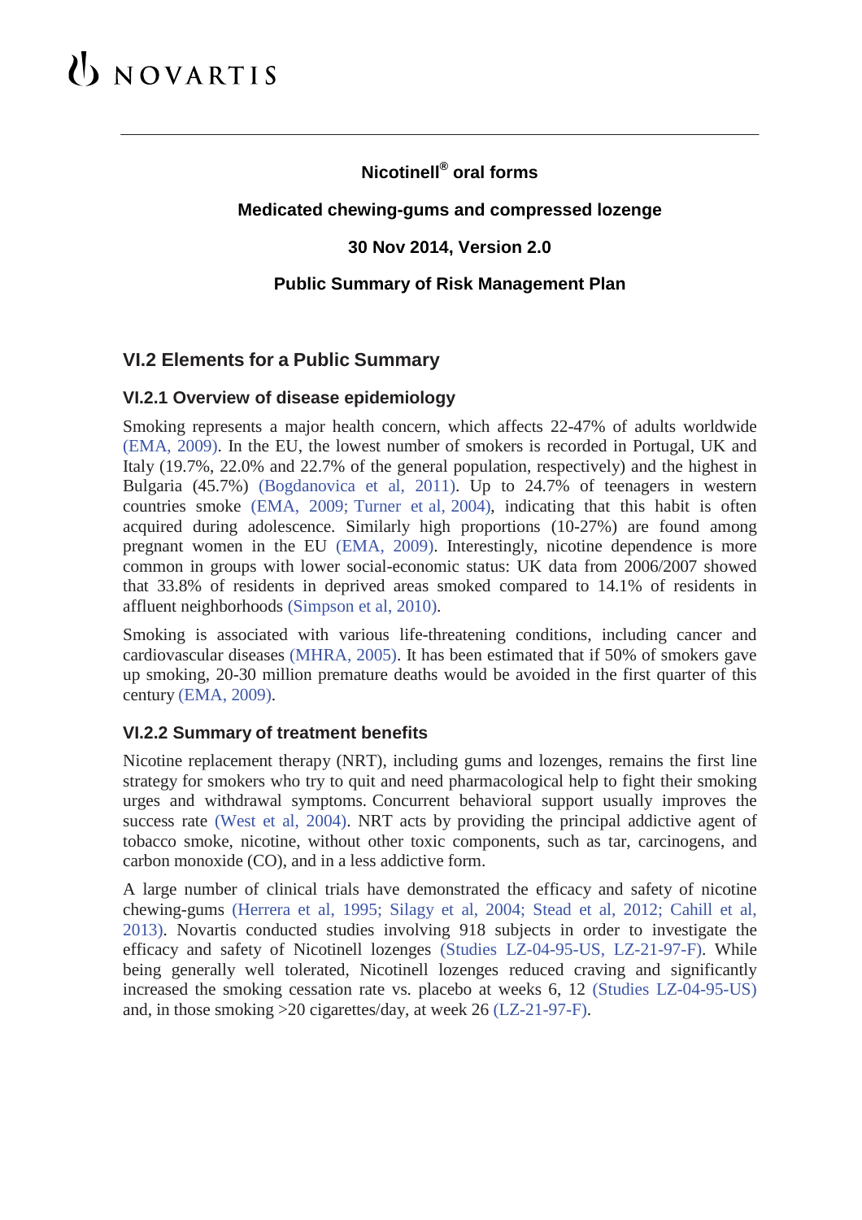NOVARTIS

**Nicotinell® oral forms**

**Medicated chewing-gums and compressed lozenge**

**30 Nov 2014, Version 2.0**

**Public Summary of Risk Management Plan**

## VI.2 Elements for a Public Summary

### VI.2.1 Overview of disease epidemiology

Smoking represents a major health concern, which affects 22-47% of adults worldwide (EMA, 2009). In the EU, the lowest number of smokers is recorded in Portugal, UK and Italy (19.7%, 22.0% and 22.7% of the general population, respectively) and the highest in Bulgaria (45.7%) (Bogdanovica et al, 2011). Up to 24.7% of teenagers in western countries smoke (EMA, 2009; Turner et al, 2004), indicating that this habit is often acquired during adolescence. Similarly high proportions (10-27%) are found among pregnant women in the EU (EMA, 2009). Interestingly, nicotine dependence is more common in groups with lower social-economic status: UK data from 2006/2007 showed that 33.8% of residents in deprived areas smoked compared to 14.1% of residents in affluent neighborhoods (Simpson et al, 2010).

Smoking is associated with various life-threatening conditions, including cancer and cardiovascular diseases (MHRA, 2005). It has been estimated that if 50% of smokers gave up smoking, 20-30 million premature deaths would be avoided in the first quarter of this century (EMA, 2009).

### VI.2.2 Summary of treatment benefits

Nicotine replacement therapy (NRT), including gums and lozenges, remains the first line strategy for smokers who try to quit and need pharmacological help to fight their smoking urges and withdrawal symptoms. Concurrent behavioral support usually improves the success rate (West et al, 2004). NRT acts by providing the principal addictive agent of tobacco smoke, nicotine, without other toxic components, such as tar, carcinogens, and carbon monoxide (CO), and in a less addictive form.

A large number of clinical trials have demonstrated the efficacy and safety of nicotine chewing-gums (Herrera et al, 1995; Silagy et al, 2004; Stead et al, 2012; Cahill et al, 2013). Novartis conducted studies involving 918 subjects in order to investigate the efficacy and safety of Nicotinell lozenges (Studies LZ-04-95-US, LZ-21-97-F). While being generally well tolerated, Nicotinell lozenges reduced craving and significantly increased the smoking cessation rate vs. placebo at weeks 6, 12 (Studies LZ-04-95-US) and, in those smoking >20 cigarettes/day, at week 26 (LZ-21-97-F).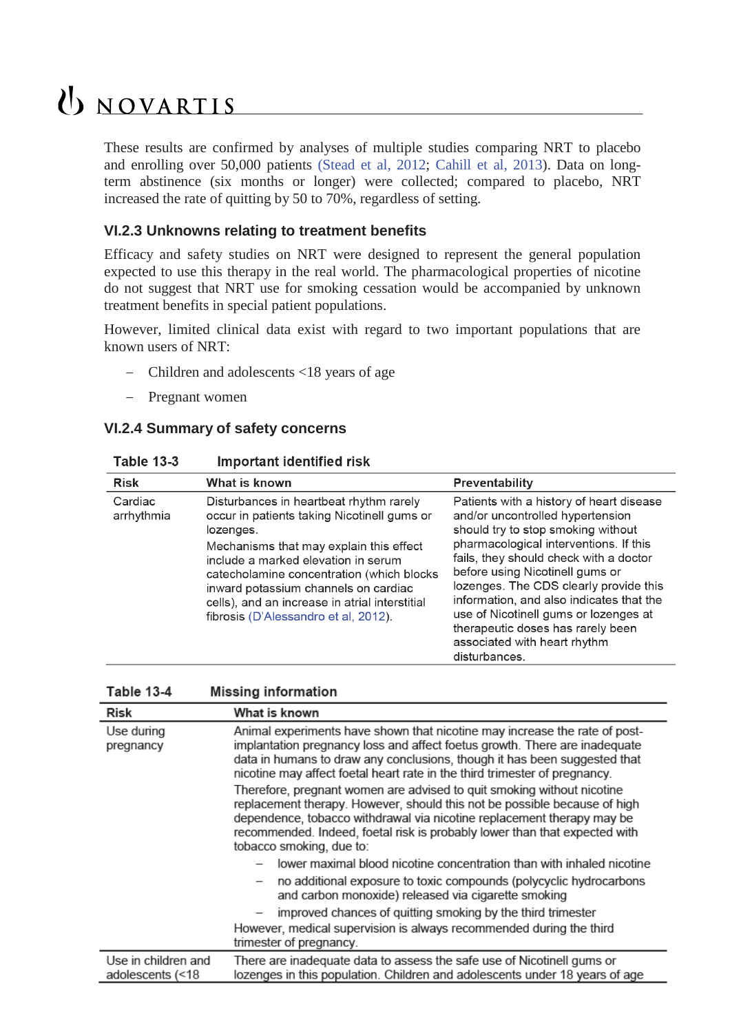These results are confirmed by analyses of multiple studies comparing NRT to placebo and enrolling over 50,000 patients (Stead et al, 2012; Cahill et al, 2013). Data on long-term abstinence (six months or longer) were collected; compared to placebo, NRT increased the rate of quitting by 50 to 70%, regardless of setting.

### VI.2.3 Unknowns relating to treatment benefits

Efficacy and safety studies on NRT were designed to represent the general population expected to use this therapy in the real world. The pharmacological properties of nicotine do not suggest that NRT use for smoking cessation would be accompanied by unknown treatment benefits in special patient populations.

However, limited clinical data exist with regard to two important populations that are known users of NRT:

- Children and adolescents <18 years of age
- Pregnant women

### VI.2.4 Summary of safety concerns

**Table 13-3 Important identified risk**

| Risk | What is known | Preventability |
|---|---|---|
| Cardiac arrhythmia | Disturbances in heartbeat rhythm rarely occur in patients taking Nicotinell gums or lozenges.<br>Mechanisms that may explain this effect include a marked elevation in serum catecholamine concentration (which blocks inward potassium channels on cardiac cells), and an increase in atrial interstitial fibrosis (D'Alessandro et al, 2012). | Patients with a history of heart disease and/or uncontrolled hypertension should try to stop smoking without pharmacological interventions. If this fails, they should check with a doctor before using Nicotinell gums or lozenges. The CDS clearly provide this information, and also indicates that the use of Nicotinell gums or lozenges at therapeutic doses has rarely been associated with heart rhythm disturbances. |

**Table 13-4 Missing information**

| Risk | What is known |
|---|---|
| Use during pregnancy | Animal experiments have shown that nicotine may increase the rate of post-implantation pregnancy loss and affect foetus growth. There are inadequate data in humans to draw any conclusions, though it has been suggested that nicotine may affect foetal heart rate in the third trimester of pregnancy.<br>Therefore, pregnant women are advised to quit smoking without nicotine replacement therapy. However, should this not be possible because of high dependence, tobacco withdrawal via nicotine replacement therapy may be recommended. Indeed, foetal risk is probably lower than that expected with tobacco smoking, due to:<br>– lower maximal blood nicotine concentration than with inhaled nicotine<br>– no additional exposure to toxic compounds (polycyclic hydrocarbons and carbon monoxide) released via cigarette smoking<br>– improved chances of quitting smoking by the third trimester<br>However, medical supervision is always recommended during the third trimester of pregnancy. |
| Use in children and adolescents (<18 | There are inadequate data to assess the safe use of Nicotinell gums or lozenges in this population. Children and adolescents under 18 years of age |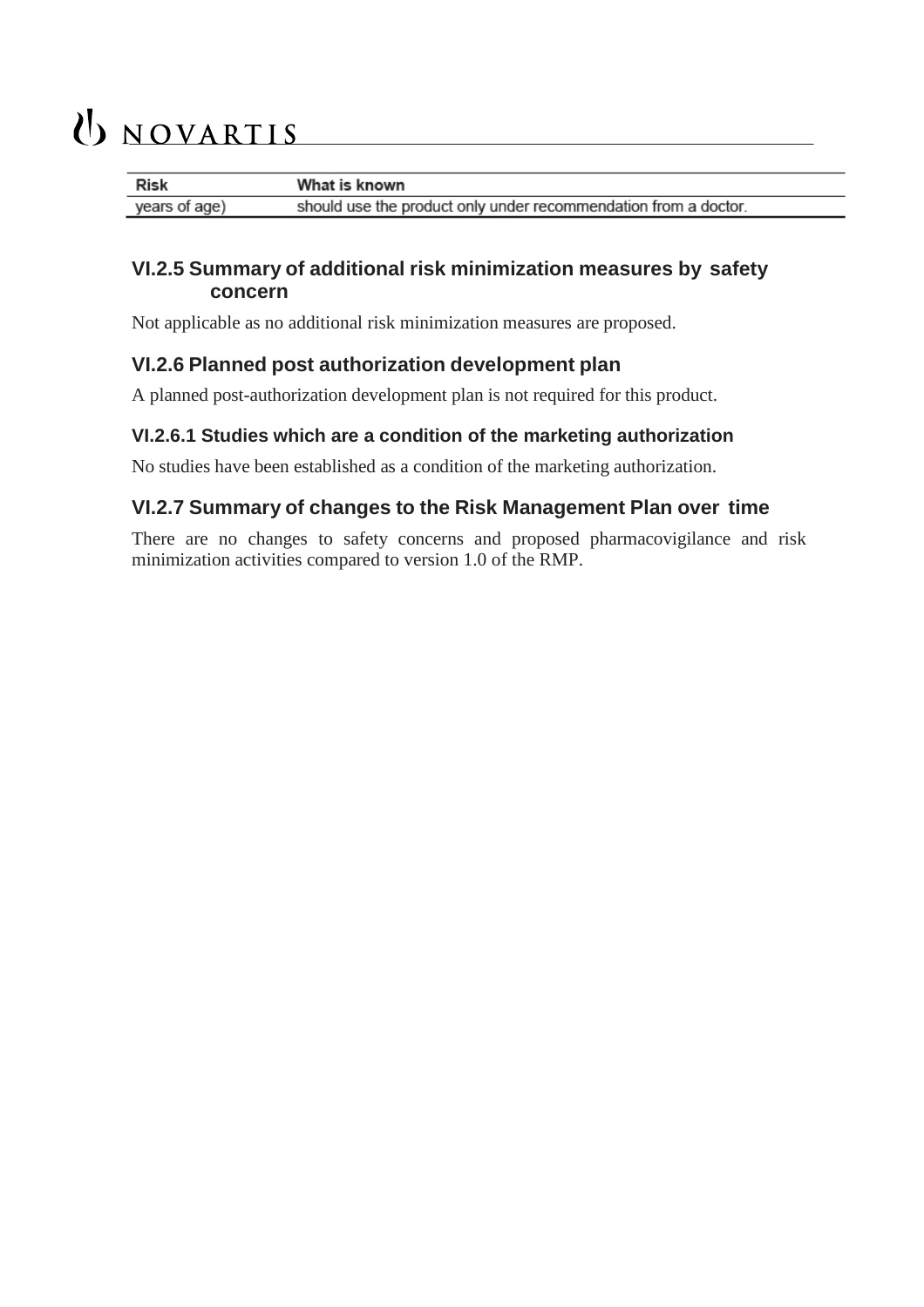| Risk | What is known |
|---|---|
| years of age) | should use the product only under recommendation from a doctor. |

### VI.2.5 Summary of additional risk minimization measures by safety concern

Not applicable as no additional risk minimization measures are proposed.

### VI.2.6 Planned post authorization development plan

A planned post-authorization development plan is not required for this product.

#### VI.2.6.1 Studies which are a condition of the marketing authorization

No studies have been established as a condition of the marketing authorization.

### VI.2.7 Summary of changes to the Risk Management Plan over time

There are no changes to safety concerns and proposed pharmacovigilance and risk minimization activities compared to version 1.0 of the RMP.